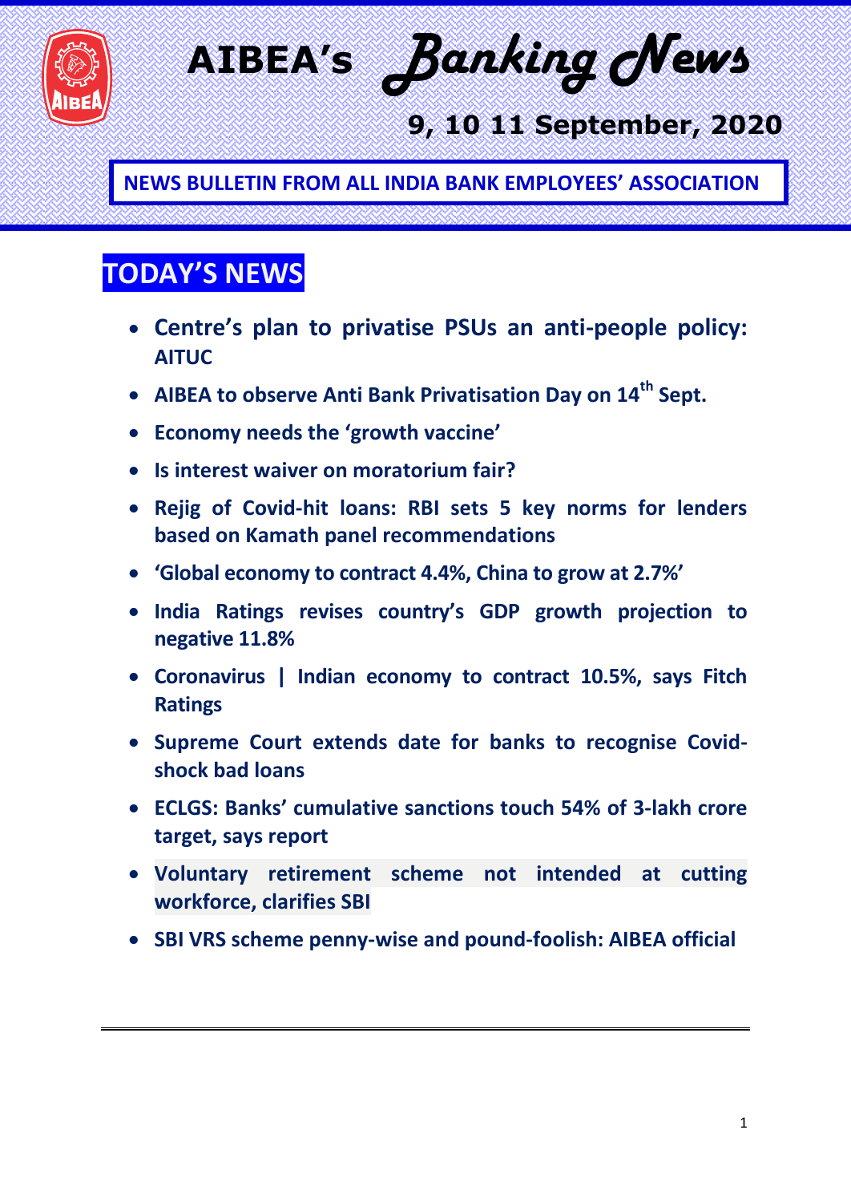# AIBEA's *Banking News*

## 9, 10 11 September, 2020

**NEWS BULLETIN FROM ALL INDIA BANK EMPLOYEES' ASSOCIATION**

## TODAY'S NEWS

- **Centre's plan to privatise PSUs an anti-people policy: AITUC**
- **AIBEA to observe Anti Bank Privatisation Day on 14th Sept.**
- **Economy needs the 'growth vaccine'**
- **Is interest waiver on moratorium fair?**
- **Rejig of Covid-hit loans: RBI sets 5 key norms for lenders based on Kamath panel recommendations**
- **'Global economy to contract 4.4%, China to grow at 2.7%'**
- **India Ratings revises country's GDP growth projection to negative 11.8%**
- **Coronavirus | Indian economy to contract 10.5%, says Fitch Ratings**
- **Supreme Court extends date for banks to recognise Covid-shock bad loans**
- **ECLGS: Banks' cumulative sanctions touch 54% of 3-lakh crore target, says report**
- **Voluntary retirement scheme not intended at cutting workforce, clarifies SBI**
- **SBI VRS scheme penny-wise and pound-foolish: AIBEA official**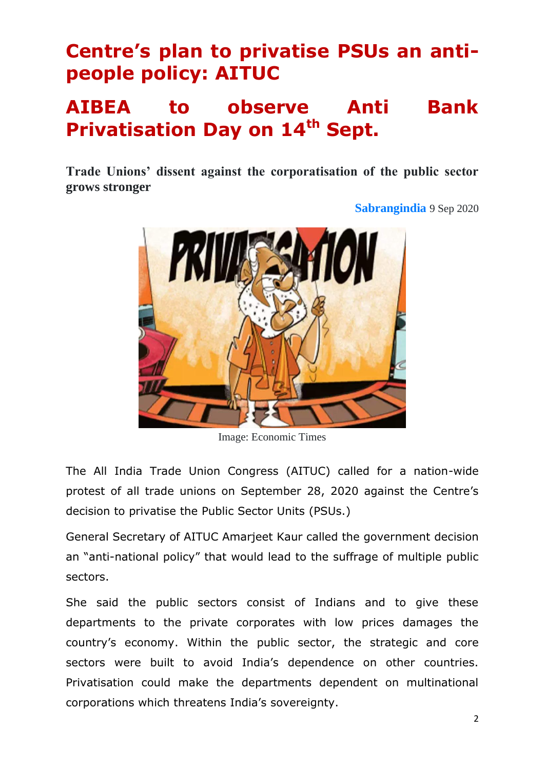# Centre's plan to privatise PSUs an anti-people policy: AITUC

# AIBEA to observe Anti Bank Privatisation Day on 14th Sept.

**Trade Unions' dissent against the corporatisation of the public sector grows stronger**

**Sabrangindia** 9 Sep 2020

Image: Economic Times

The All India Trade Union Congress (AITUC) called for a nation-wide protest of all trade unions on September 28, 2020 against the Centre's decision to privatise the Public Sector Units (PSUs.)

General Secretary of AITUC Amarjeet Kaur called the government decision an "anti-national policy" that would lead to the suffrage of multiple public sectors.

She said the public sectors consist of Indians and to give these departments to the private corporates with low prices damages the country's economy. Within the public sector, the strategic and core sectors were built to avoid India's dependence on other countries. Privatisation could make the departments dependent on multinational corporations which threatens India's sovereignty.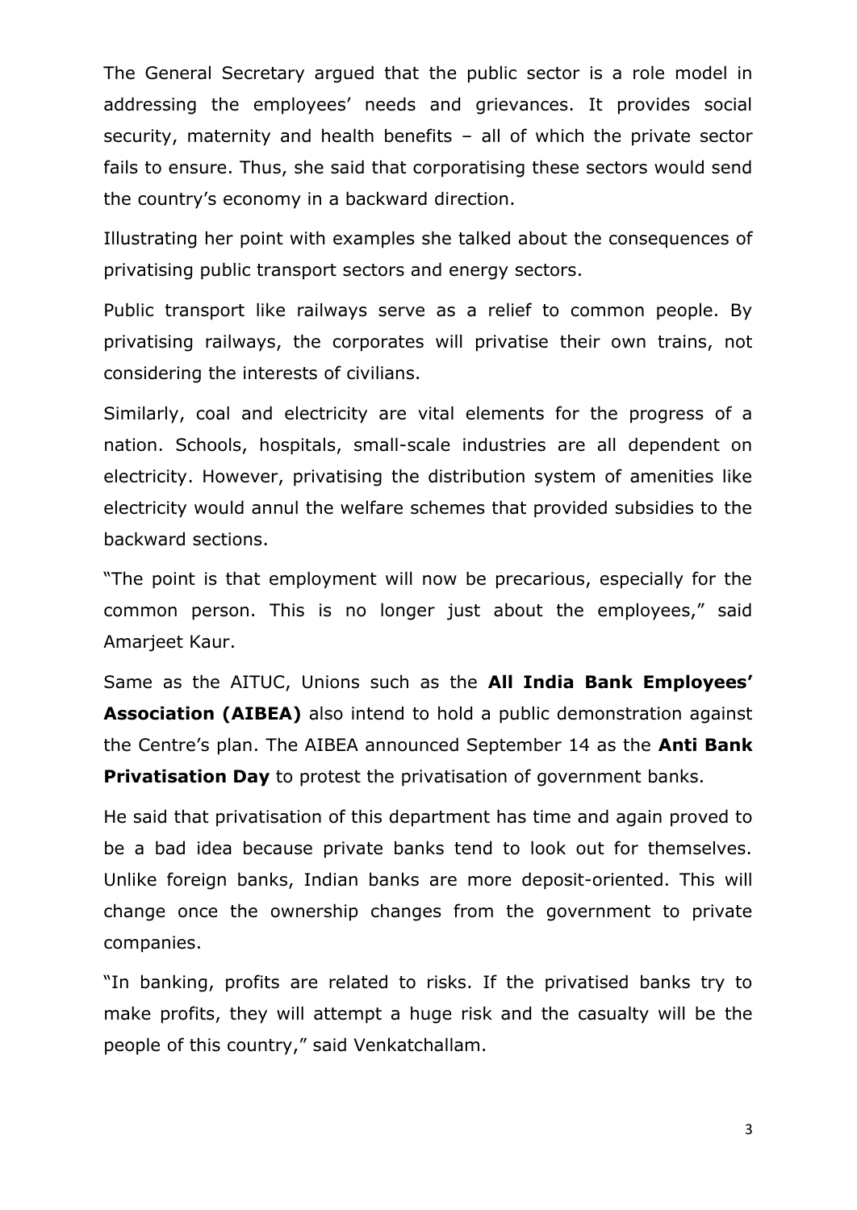The General Secretary argued that the public sector is a role model in addressing the employees' needs and grievances. It provides social security, maternity and health benefits – all of which the private sector fails to ensure. Thus, she said that corporatising these sectors would send the country's economy in a backward direction.

Illustrating her point with examples she talked about the consequences of privatising public transport sectors and energy sectors.

Public transport like railways serve as a relief to common people. By privatising railways, the corporates will privatise their own trains, not considering the interests of civilians.

Similarly, coal and electricity are vital elements for the progress of a nation. Schools, hospitals, small-scale industries are all dependent on electricity. However, privatising the distribution system of amenities like electricity would annul the welfare schemes that provided subsidies to the backward sections.

"The point is that employment will now be precarious, especially for the common person. This is no longer just about the employees," said Amarjeet Kaur.

Same as the AITUC, Unions such as the **All India Bank Employees' Association (AIBEA)** also intend to hold a public demonstration against the Centre's plan. The AIBEA announced September 14 as the **Anti Bank Privatisation Day** to protest the privatisation of government banks.

He said that privatisation of this department has time and again proved to be a bad idea because private banks tend to look out for themselves. Unlike foreign banks, Indian banks are more deposit-oriented. This will change once the ownership changes from the government to private companies.

"In banking, profits are related to risks. If the privatised banks try to make profits, they will attempt a huge risk and the casualty will be the people of this country," said Venkatchallam.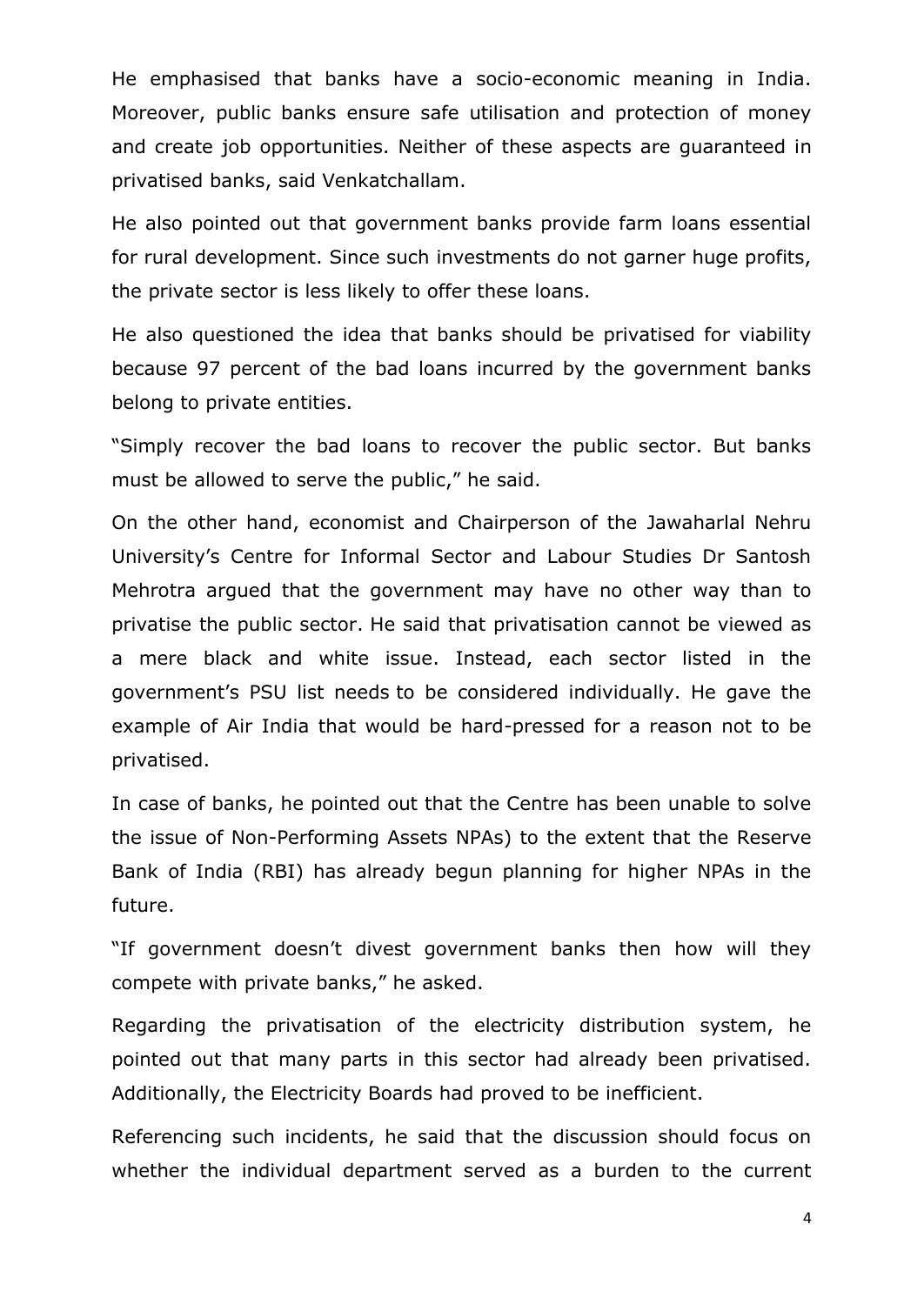He emphasised that banks have a socio-economic meaning in India. Moreover, public banks ensure safe utilisation and protection of money and create job opportunities. Neither of these aspects are guaranteed in privatised banks, said Venkatchallam.

He also pointed out that government banks provide farm loans essential for rural development. Since such investments do not garner huge profits, the private sector is less likely to offer these loans.

He also questioned the idea that banks should be privatised for viability because 97 percent of the bad loans incurred by the government banks belong to private entities.

"Simply recover the bad loans to recover the public sector. But banks must be allowed to serve the public," he said.

On the other hand, economist and Chairperson of the Jawaharlal Nehru University's Centre for Informal Sector and Labour Studies Dr Santosh Mehrotra argued that the government may have no other way than to privatise the public sector. He said that privatisation cannot be viewed as a mere black and white issue. Instead, each sector listed in the government's PSU list needs to be considered individually. He gave the example of Air India that would be hard-pressed for a reason not to be privatised.

In case of banks, he pointed out that the Centre has been unable to solve the issue of Non-Performing Assets NPAs) to the extent that the Reserve Bank of India (RBI) has already begun planning for higher NPAs in the future.

"If government doesn't divest government banks then how will they compete with private banks," he asked.

Regarding the privatisation of the electricity distribution system, he pointed out that many parts in this sector had already been privatised. Additionally, the Electricity Boards had proved to be inefficient.

Referencing such incidents, he said that the discussion should focus on whether the individual department served as a burden to the current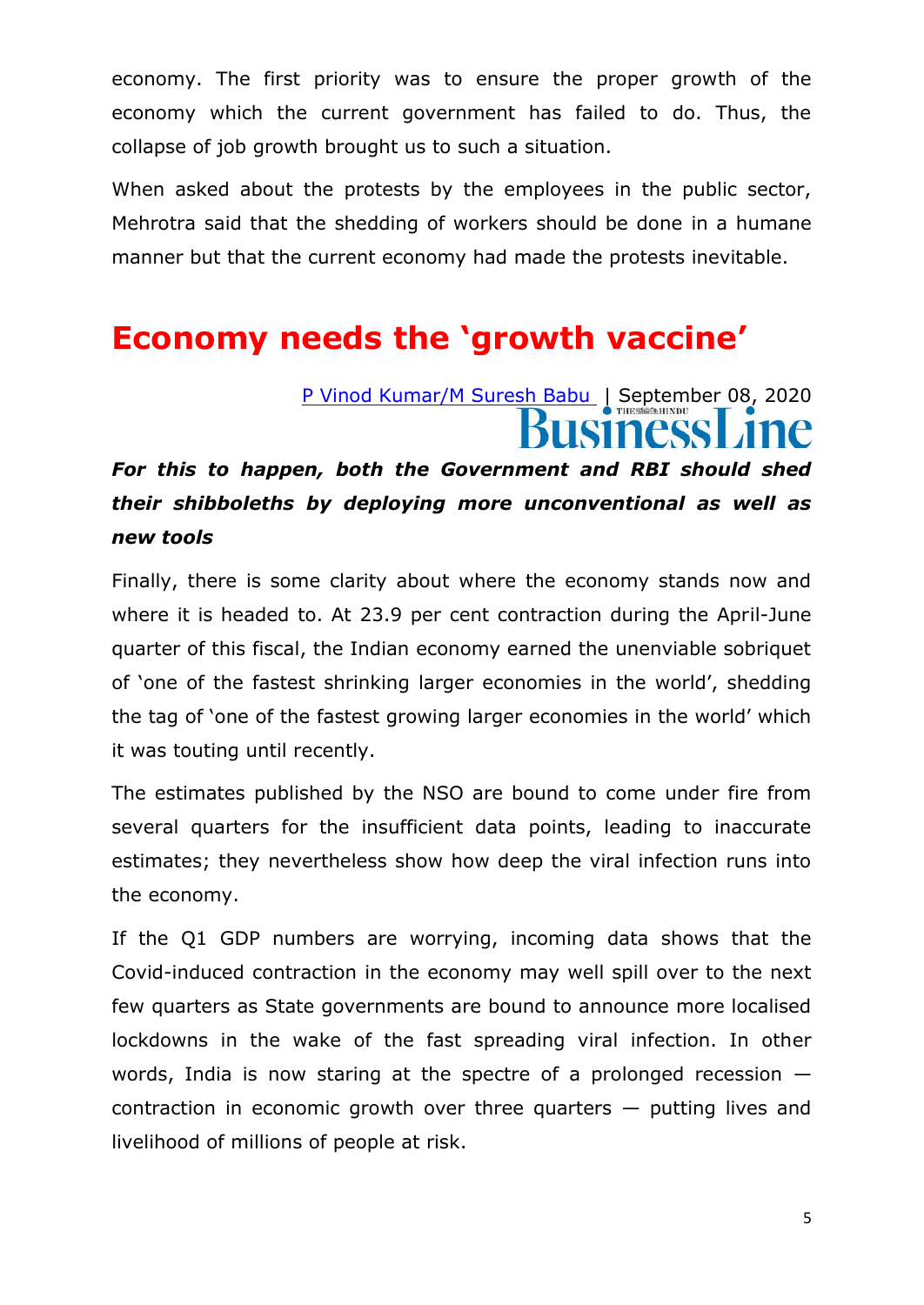economy. The first priority was to ensure the proper growth of the economy which the current government has failed to do. Thus, the collapse of job growth brought us to such a situation.

When asked about the protests by the employees in the public sector, Mehrotra said that the shedding of workers should be done in a humane manner but that the current economy had made the protests inevitable.

# Economy needs the 'growth vaccine'

P Vinod Kumar/M Suresh Babu | September 08, 2020

BusinessLine

***For this to happen, both the Government and RBI should shed their shibboleths by deploying more unconventional as well as new tools***

Finally, there is some clarity about where the economy stands now and where it is headed to. At 23.9 per cent contraction during the April-June quarter of this fiscal, the Indian economy earned the unenviable sobriquet of 'one of the fastest shrinking larger economies in the world', shedding the tag of 'one of the fastest growing larger economies in the world' which it was touting until recently.

The estimates published by the NSO are bound to come under fire from several quarters for the insufficient data points, leading to inaccurate estimates; they nevertheless show how deep the viral infection runs into the economy.

If the Q1 GDP numbers are worrying, incoming data shows that the Covid-induced contraction in the economy may well spill over to the next few quarters as State governments are bound to announce more localised lockdowns in the wake of the fast spreading viral infection. In other words, India is now staring at the spectre of a prolonged recession — contraction in economic growth over three quarters — putting lives and livelihood of millions of people at risk.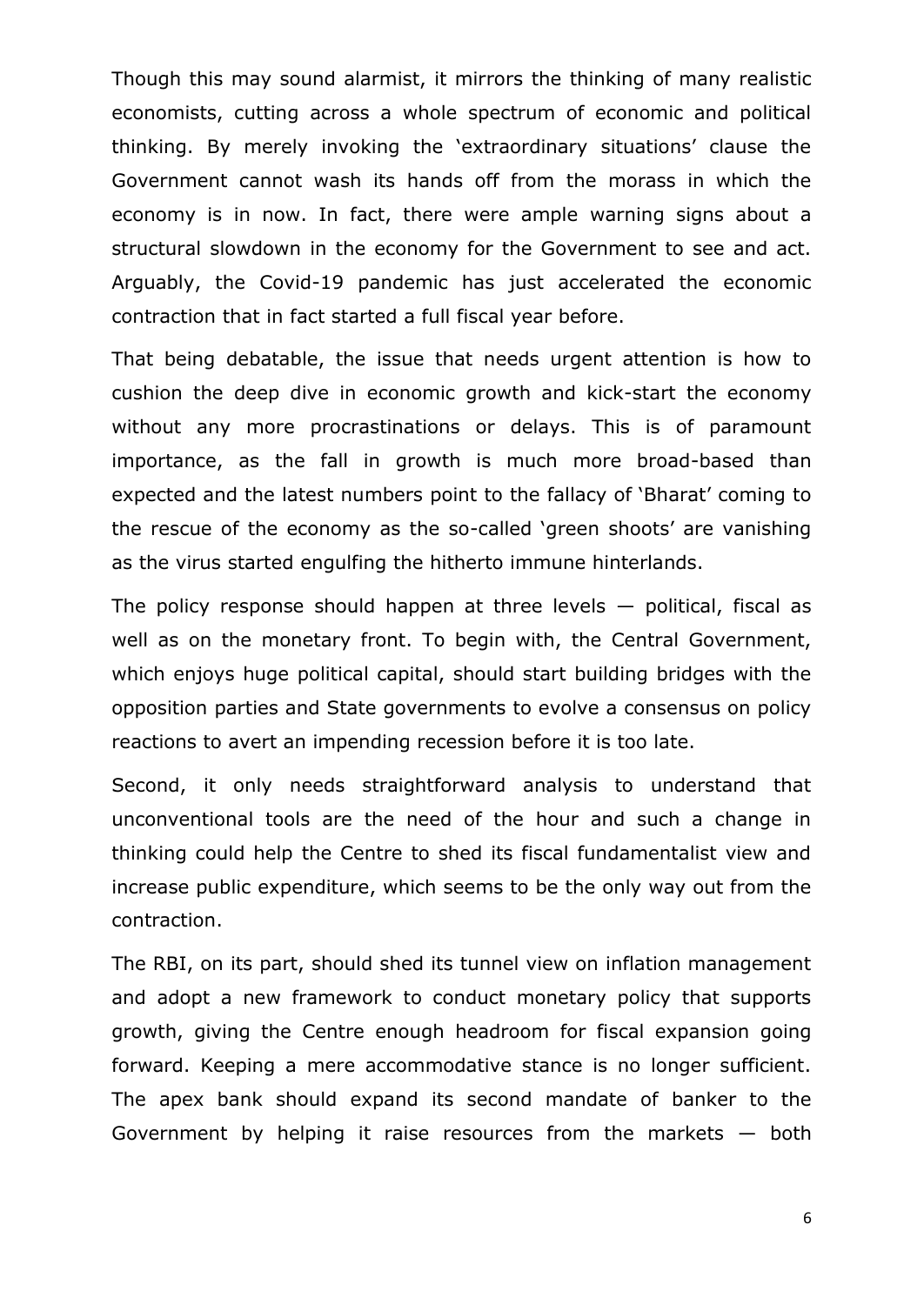Though this may sound alarmist, it mirrors the thinking of many realistic economists, cutting across a whole spectrum of economic and political thinking. By merely invoking the 'extraordinary situations' clause the Government cannot wash its hands off from the morass in which the economy is in now. In fact, there were ample warning signs about a structural slowdown in the economy for the Government to see and act. Arguably, the Covid-19 pandemic has just accelerated the economic contraction that in fact started a full fiscal year before.

That being debatable, the issue that needs urgent attention is how to cushion the deep dive in economic growth and kick-start the economy without any more procrastinations or delays. This is of paramount importance, as the fall in growth is much more broad-based than expected and the latest numbers point to the fallacy of 'Bharat' coming to the rescue of the economy as the so-called 'green shoots' are vanishing as the virus started engulfing the hitherto immune hinterlands.

The policy response should happen at three levels — political, fiscal as well as on the monetary front. To begin with, the Central Government, which enjoys huge political capital, should start building bridges with the opposition parties and State governments to evolve a consensus on policy reactions to avert an impending recession before it is too late.

Second, it only needs straightforward analysis to understand that unconventional tools are the need of the hour and such a change in thinking could help the Centre to shed its fiscal fundamentalist view and increase public expenditure, which seems to be the only way out from the contraction.

The RBI, on its part, should shed its tunnel view on inflation management and adopt a new framework to conduct monetary policy that supports growth, giving the Centre enough headroom for fiscal expansion going forward. Keeping a mere accommodative stance is no longer sufficient. The apex bank should expand its second mandate of banker to the Government by helping it raise resources from the markets — both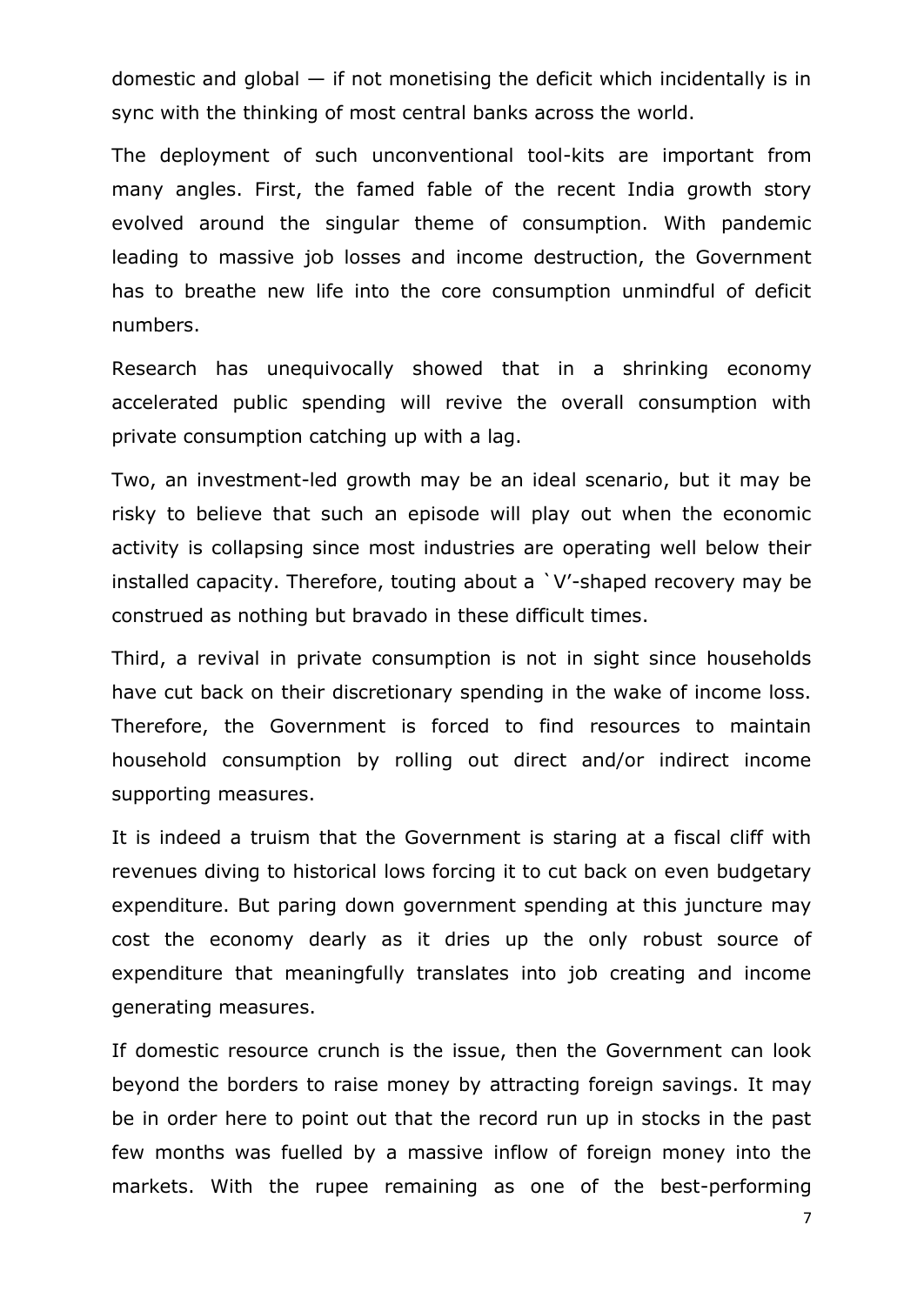domestic and global — if not monetising the deficit which incidentally is in sync with the thinking of most central banks across the world.

The deployment of such unconventional tool-kits are important from many angles. First, the famed fable of the recent India growth story evolved around the singular theme of consumption. With pandemic leading to massive job losses and income destruction, the Government has to breathe new life into the core consumption unmindful of deficit numbers.

Research has unequivocally showed that in a shrinking economy accelerated public spending will revive the overall consumption with private consumption catching up with a lag.

Two, an investment-led growth may be an ideal scenario, but it may be risky to believe that such an episode will play out when the economic activity is collapsing since most industries are operating well below their installed capacity. Therefore, touting about a `V'-shaped recovery may be construed as nothing but bravado in these difficult times.

Third, a revival in private consumption is not in sight since households have cut back on their discretionary spending in the wake of income loss. Therefore, the Government is forced to find resources to maintain household consumption by rolling out direct and/or indirect income supporting measures.

It is indeed a truism that the Government is staring at a fiscal cliff with revenues diving to historical lows forcing it to cut back on even budgetary expenditure. But paring down government spending at this juncture may cost the economy dearly as it dries up the only robust source of expenditure that meaningfully translates into job creating and income generating measures.

If domestic resource crunch is the issue, then the Government can look beyond the borders to raise money by attracting foreign savings. It may be in order here to point out that the record run up in stocks in the past few months was fuelled by a massive inflow of foreign money into the markets. With the rupee remaining as one of the best-performing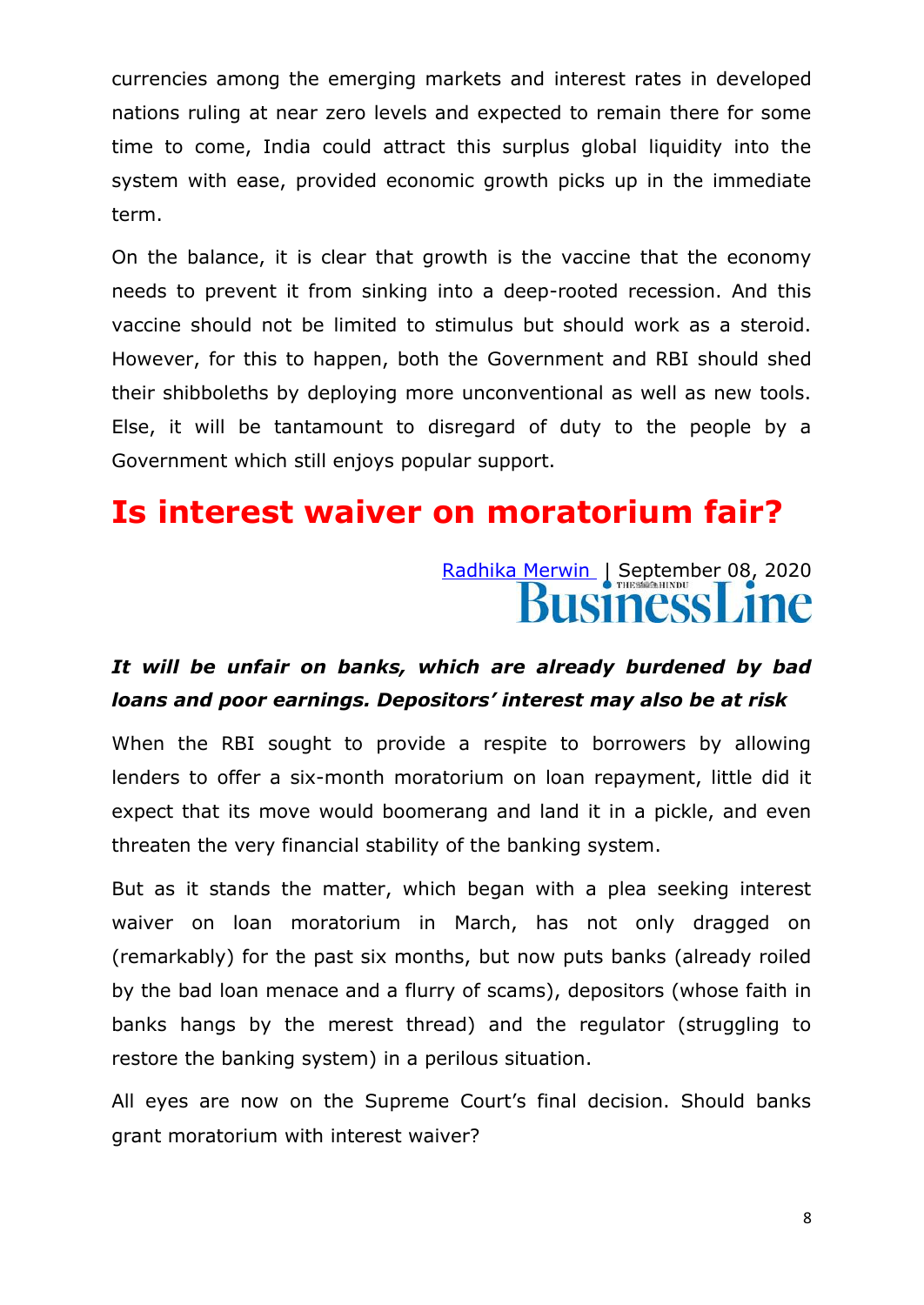currencies among the emerging markets and interest rates in developed nations ruling at near zero levels and expected to remain there for some time to come, India could attract this surplus global liquidity into the system with ease, provided economic growth picks up in the immediate term.

On the balance, it is clear that growth is the vaccine that the economy needs to prevent it from sinking into a deep-rooted recession. And this vaccine should not be limited to stimulus but should work as a steroid. However, for this to happen, both the Government and RBI should shed their shibboleths by deploying more unconventional as well as new tools. Else, it will be tantamount to disregard of duty to the people by a Government which still enjoys popular support.

# Is interest waiver on moratorium fair?

Radhika Merwin | September 08, 2020

BusinessLine

***It will be unfair on banks, which are already burdened by bad loans and poor earnings. Depositors' interest may also be at risk***

When the RBI sought to provide a respite to borrowers by allowing lenders to offer a six-month moratorium on loan repayment, little did it expect that its move would boomerang and land it in a pickle, and even threaten the very financial stability of the banking system.

But as it stands the matter, which began with a plea seeking interest waiver on loan moratorium in March, has not only dragged on (remarkably) for the past six months, but now puts banks (already roiled by the bad loan menace and a flurry of scams), depositors (whose faith in banks hangs by the merest thread) and the regulator (struggling to restore the banking system) in a perilous situation.

All eyes are now on the Supreme Court's final decision. Should banks grant moratorium with interest waiver?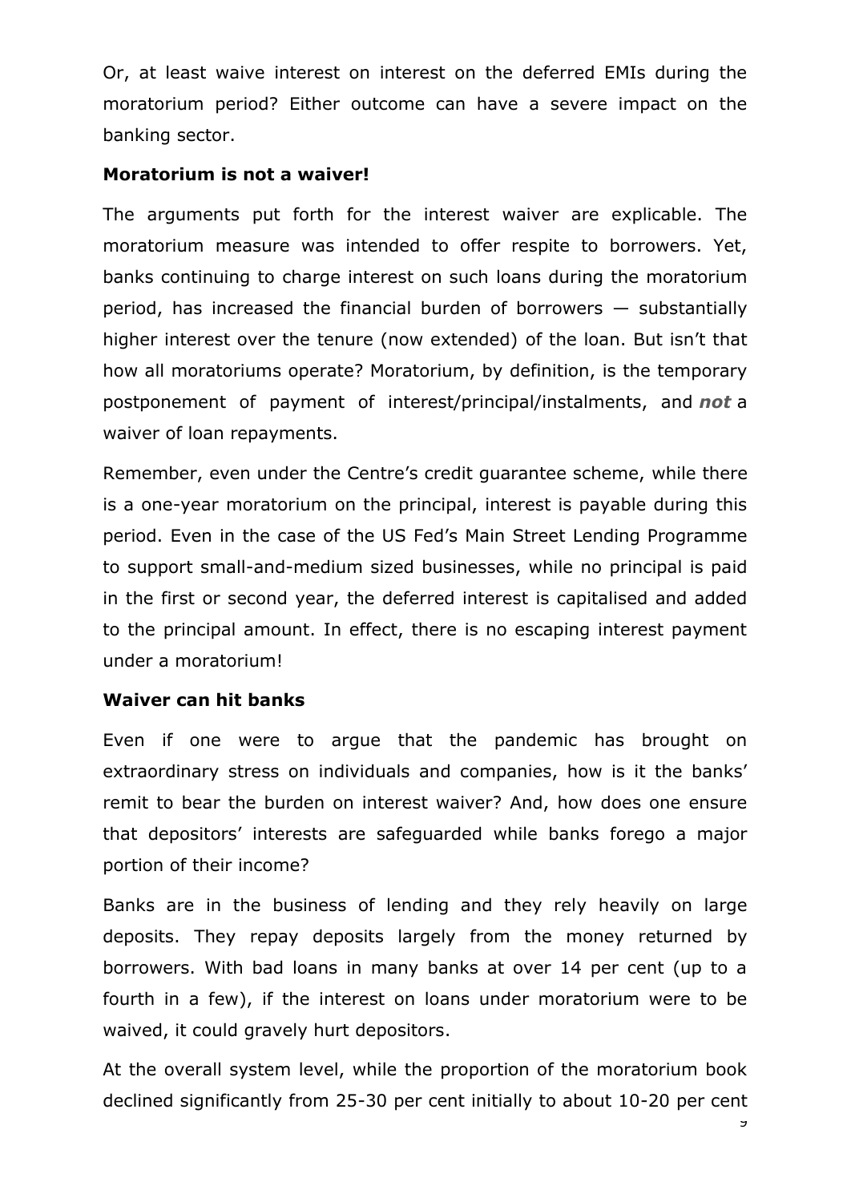Or, at least waive interest on interest on the deferred EMIs during the moratorium period? Either outcome can have a severe impact on the banking sector.

**Moratorium is not a waiver!**

The arguments put forth for the interest waiver are explicable. The moratorium measure was intended to offer respite to borrowers. Yet, banks continuing to charge interest on such loans during the moratorium period, has increased the financial burden of borrowers — substantially higher interest over the tenure (now extended) of the loan. But isn't that how all moratoriums operate? Moratorium, by definition, is the temporary postponement of payment of interest/principal/instalments, and ***not*** a waiver of loan repayments.

Remember, even under the Centre's credit guarantee scheme, while there is a one-year moratorium on the principal, interest is payable during this period. Even in the case of the US Fed's Main Street Lending Programme to support small-and-medium sized businesses, while no principal is paid in the first or second year, the deferred interest is capitalised and added to the principal amount. In effect, there is no escaping interest payment under a moratorium!

**Waiver can hit banks**

Even if one were to argue that the pandemic has brought on extraordinary stress on individuals and companies, how is it the banks' remit to bear the burden on interest waiver? And, how does one ensure that depositors' interests are safeguarded while banks forego a major portion of their income?

Banks are in the business of lending and they rely heavily on large deposits. They repay deposits largely from the money returned by borrowers. With bad loans in many banks at over 14 per cent (up to a fourth in a few), if the interest on loans under moratorium were to be waived, it could gravely hurt depositors.

At the overall system level, while the proportion of the moratorium book declined significantly from 25-30 per cent initially to about 10-20 per cent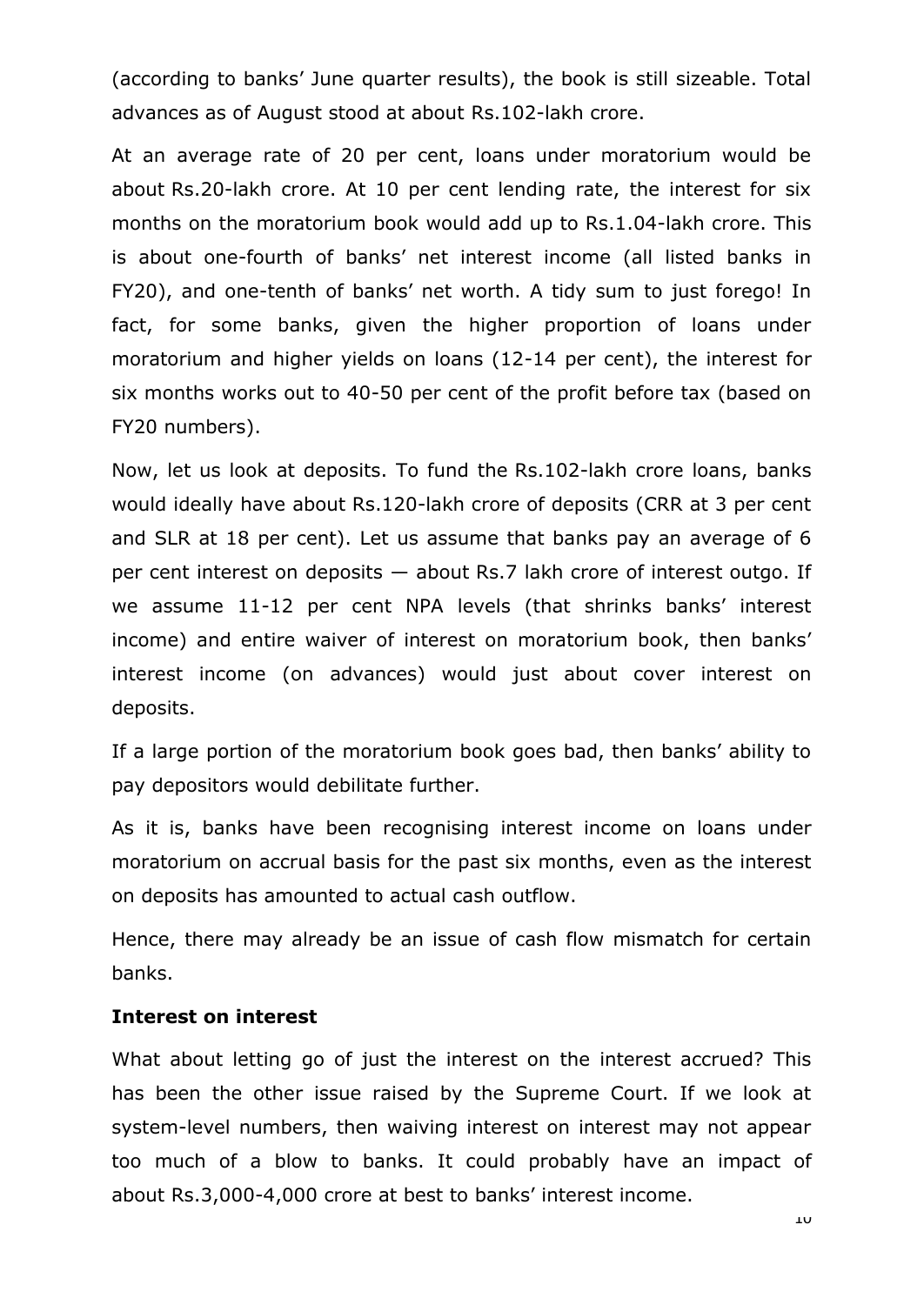(according to banks' June quarter results), the book is still sizeable. Total advances as of August stood at about Rs.102-lakh crore.

At an average rate of 20 per cent, loans under moratorium would be about Rs.20-lakh crore. At 10 per cent lending rate, the interest for six months on the moratorium book would add up to Rs.1.04-lakh crore. This is about one-fourth of banks' net interest income (all listed banks in FY20), and one-tenth of banks' net worth. A tidy sum to just forego! In fact, for some banks, given the higher proportion of loans under moratorium and higher yields on loans (12-14 per cent), the interest for six months works out to 40-50 per cent of the profit before tax (based on FY20 numbers).

Now, let us look at deposits. To fund the Rs.102-lakh crore loans, banks would ideally have about Rs.120-lakh crore of deposits (CRR at 3 per cent and SLR at 18 per cent). Let us assume that banks pay an average of 6 per cent interest on deposits — about Rs.7 lakh crore of interest outgo. If we assume 11-12 per cent NPA levels (that shrinks banks' interest income) and entire waiver of interest on moratorium book, then banks' interest income (on advances) would just about cover interest on deposits.

If a large portion of the moratorium book goes bad, then banks' ability to pay depositors would debilitate further.

As it is, banks have been recognising interest income on loans under moratorium on accrual basis for the past six months, even as the interest on deposits has amounted to actual cash outflow.

Hence, there may already be an issue of cash flow mismatch for certain banks.

**Interest on interest**

What about letting go of just the interest on the interest accrued? This has been the other issue raised by the Supreme Court. If we look at system-level numbers, then waiving interest on interest may not appear too much of a blow to banks. It could probably have an impact of about Rs.3,000-4,000 crore at best to banks' interest income.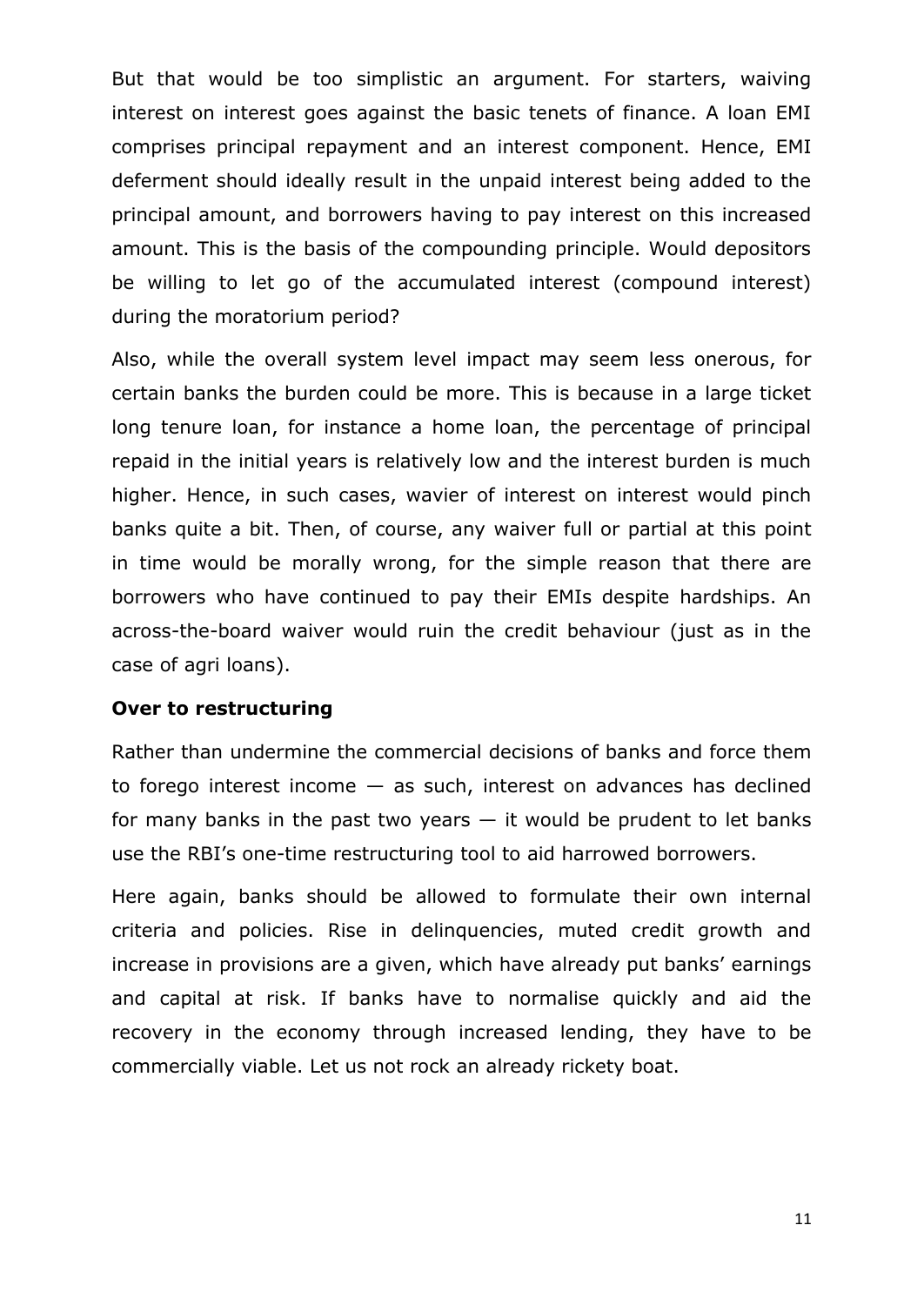But that would be too simplistic an argument. For starters, waiving interest on interest goes against the basic tenets of finance. A loan EMI comprises principal repayment and an interest component. Hence, EMI deferment should ideally result in the unpaid interest being added to the principal amount, and borrowers having to pay interest on this increased amount. This is the basis of the compounding principle. Would depositors be willing to let go of the accumulated interest (compound interest) during the moratorium period?

Also, while the overall system level impact may seem less onerous, for certain banks the burden could be more. This is because in a large ticket long tenure loan, for instance a home loan, the percentage of principal repaid in the initial years is relatively low and the interest burden is much higher. Hence, in such cases, wavier of interest on interest would pinch banks quite a bit. Then, of course, any waiver full or partial at this point in time would be morally wrong, for the simple reason that there are borrowers who have continued to pay their EMIs despite hardships. An across-the-board waiver would ruin the credit behaviour (just as in the case of agri loans).

**Over to restructuring**

Rather than undermine the commercial decisions of banks and force them to forego interest income — as such, interest on advances has declined for many banks in the past two years — it would be prudent to let banks use the RBI's one-time restructuring tool to aid harrowed borrowers.

Here again, banks should be allowed to formulate their own internal criteria and policies. Rise in delinquencies, muted credit growth and increase in provisions are a given, which have already put banks' earnings and capital at risk. If banks have to normalise quickly and aid the recovery in the economy through increased lending, they have to be commercially viable. Let us not rock an already rickety boat.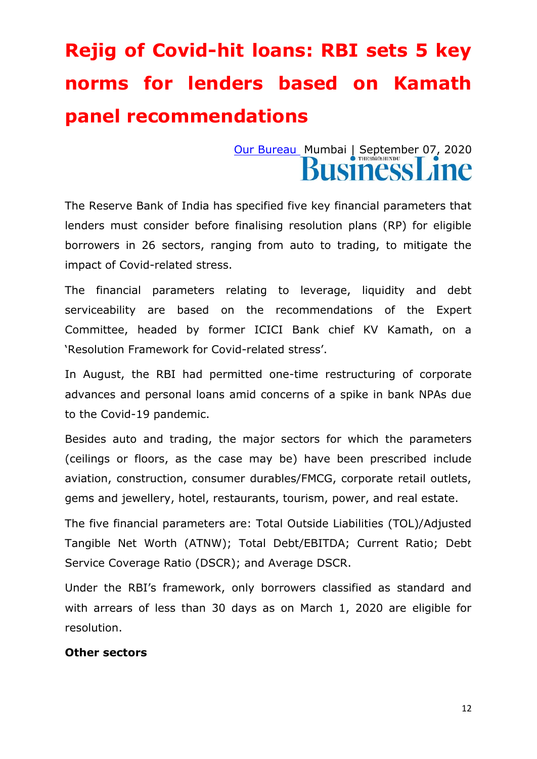# Rejig of Covid-hit loans: RBI sets 5 key norms for lenders based on Kamath panel recommendations

[Our Bureau](#) Mumbai | September 07, 2020

BusinessLine

The Reserve Bank of India has specified five key financial parameters that lenders must consider before finalising resolution plans (RP) for eligible borrowers in 26 sectors, ranging from auto to trading, to mitigate the impact of Covid-related stress.

The financial parameters relating to leverage, liquidity and debt serviceability are based on the recommendations of the Expert Committee, headed by former ICICI Bank chief KV Kamath, on a 'Resolution Framework for Covid-related stress'.

In August, the RBI had permitted one-time restructuring of corporate advances and personal loans amid concerns of a spike in bank NPAs due to the Covid-19 pandemic.

Besides auto and trading, the major sectors for which the parameters (ceilings or floors, as the case may be) have been prescribed include aviation, construction, consumer durables/FMCG, corporate retail outlets, gems and jewellery, hotel, restaurants, tourism, power, and real estate.

The five financial parameters are: Total Outside Liabilities (TOL)/Adjusted Tangible Net Worth (ATNW); Total Debt/EBITDA; Current Ratio; Debt Service Coverage Ratio (DSCR); and Average DSCR.

Under the RBI's framework, only borrowers classified as standard and with arrears of less than 30 days as on March 1, 2020 are eligible for resolution.

**Other sectors**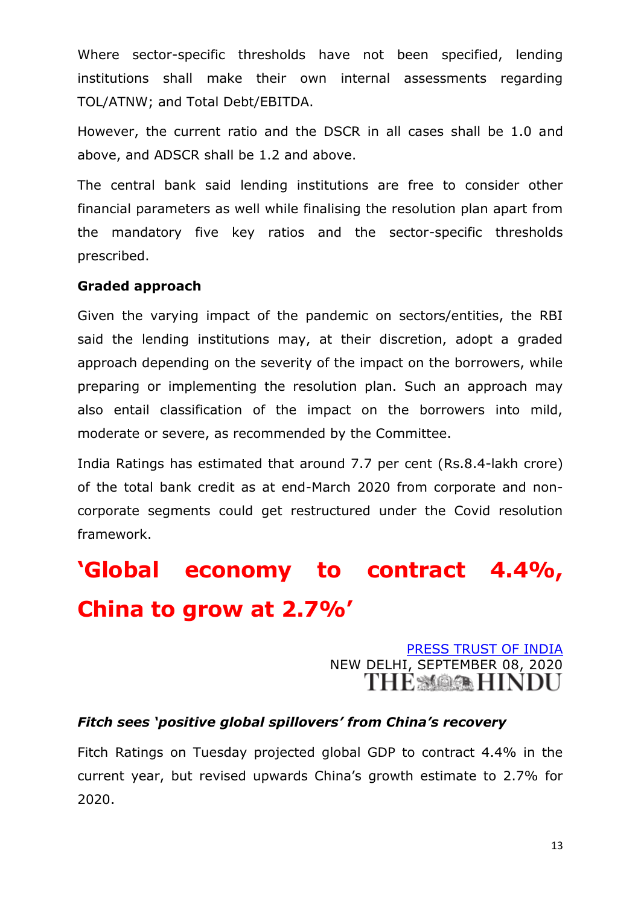Where sector-specific thresholds have not been specified, lending institutions shall make their own internal assessments regarding TOL/ATNW; and Total Debt/EBITDA.

However, the current ratio and the DSCR in all cases shall be 1.0 and above, and ADSCR shall be 1.2 and above.

The central bank said lending institutions are free to consider other financial parameters as well while finalising the resolution plan apart from the mandatory five key ratios and the sector-specific thresholds prescribed.

**Graded approach**

Given the varying impact of the pandemic on sectors/entities, the RBI said the lending institutions may, at their discretion, adopt a graded approach depending on the severity of the impact on the borrowers, while preparing or implementing the resolution plan. Such an approach may also entail classification of the impact on the borrowers into mild, moderate or severe, as recommended by the Committee.

India Ratings has estimated that around 7.7 per cent (Rs.8.4-lakh crore) of the total bank credit as at end-March 2020 from corporate and non-corporate segments could get restructured under the Covid resolution framework.

# 'Global economy to contract 4.4%, China to grow at 2.7%'

PRESS TRUST OF INDIA
NEW DELHI, SEPTEMBER 08, 2020
THE HINDU

***Fitch sees 'positive global spillovers' from China's recovery***

Fitch Ratings on Tuesday projected global GDP to contract 4.4% in the current year, but revised upwards China's growth estimate to 2.7% for 2020.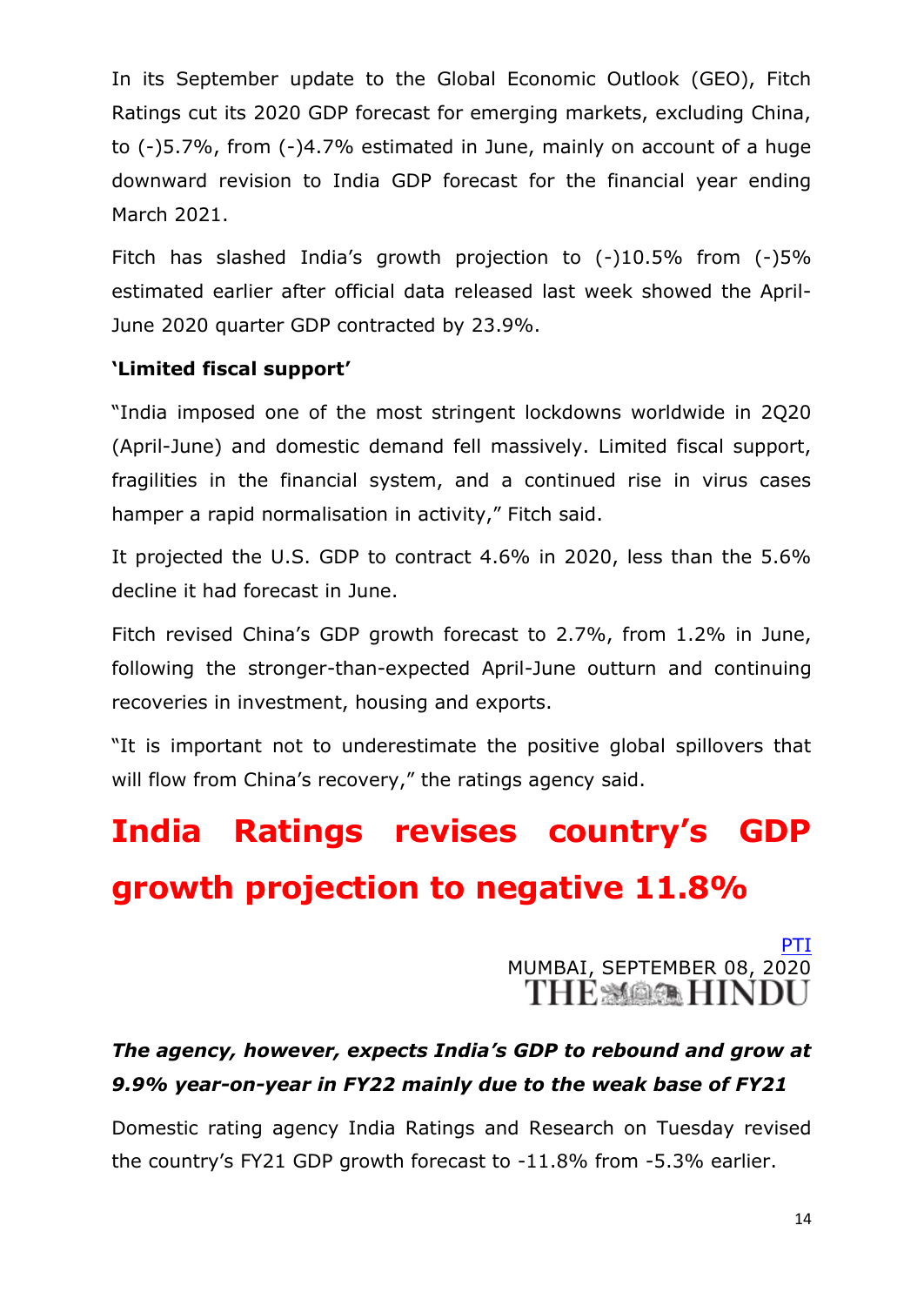In its September update to the Global Economic Outlook (GEO), Fitch Ratings cut its 2020 GDP forecast for emerging markets, excluding China, to (-)5.7%, from (-)4.7% estimated in June, mainly on account of a huge downward revision to India GDP forecast for the financial year ending March 2021.

Fitch has slashed India's growth projection to (-)10.5% from (-)5% estimated earlier after official data released last week showed the April-June 2020 quarter GDP contracted by 23.9%.

**'Limited fiscal support'**

"India imposed one of the most stringent lockdowns worldwide in 2Q20 (April-June) and domestic demand fell massively. Limited fiscal support, fragilities in the financial system, and a continued rise in virus cases hamper a rapid normalisation in activity," Fitch said.

It projected the U.S. GDP to contract 4.6% in 2020, less than the 5.6% decline it had forecast in June.

Fitch revised China's GDP growth forecast to 2.7%, from 1.2% in June, following the stronger-than-expected April-June outturn and continuing recoveries in investment, housing and exports.

"It is important not to underestimate the positive global spillovers that will flow from China's recovery," the ratings agency said.

# India Ratings revises country's GDP growth projection to negative 11.8%

PTI
MUMBAI, SEPTEMBER 08, 2020
THE HINDU

***The agency, however, expects India's GDP to rebound and grow at 9.9% year-on-year in FY22 mainly due to the weak base of FY21***

Domestic rating agency India Ratings and Research on Tuesday revised the country's FY21 GDP growth forecast to -11.8% from -5.3% earlier.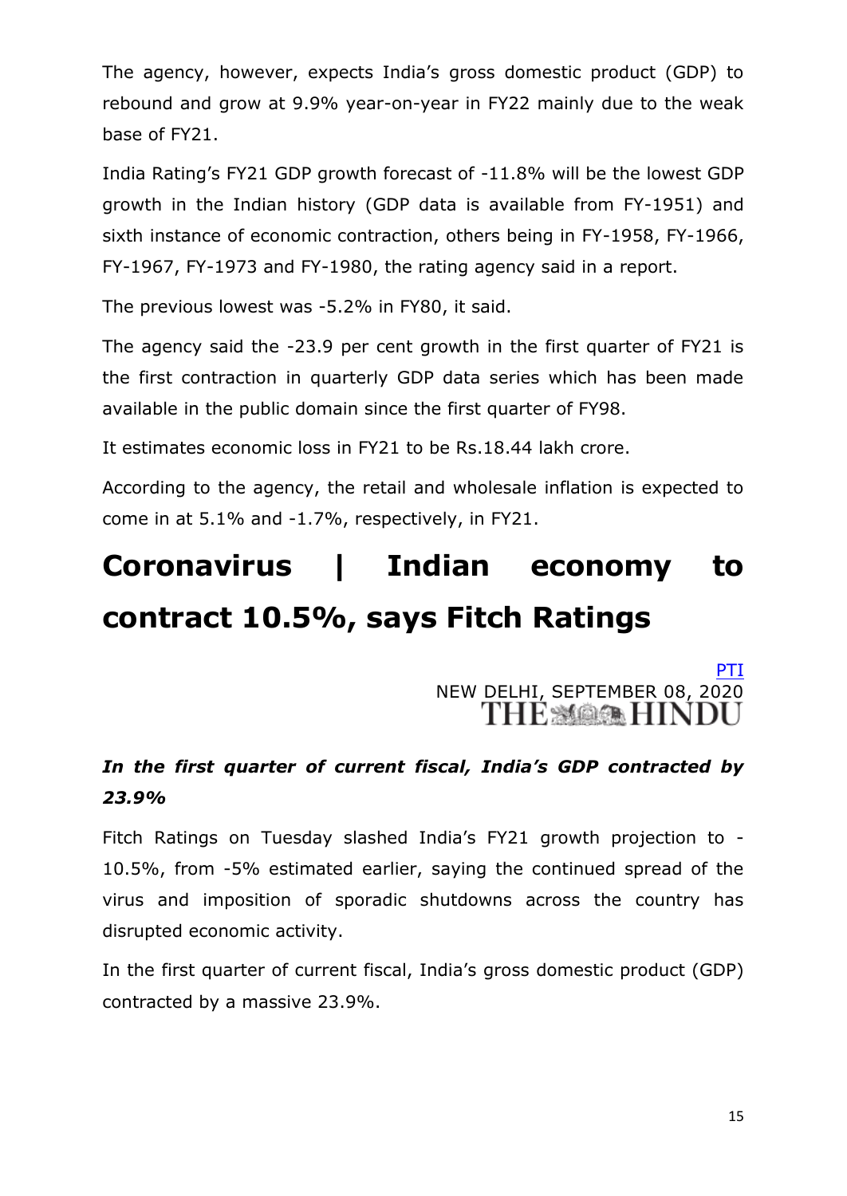The agency, however, expects India's gross domestic product (GDP) to rebound and grow at 9.9% year-on-year in FY22 mainly due to the weak base of FY21.

India Rating's FY21 GDP growth forecast of -11.8% will be the lowest GDP growth in the Indian history (GDP data is available from FY-1951) and sixth instance of economic contraction, others being in FY-1958, FY-1966, FY-1967, FY-1973 and FY-1980, the rating agency said in a report.

The previous lowest was -5.2% in FY80, it said.

The agency said the -23.9 per cent growth in the first quarter of FY21 is the first contraction in quarterly GDP data series which has been made available in the public domain since the first quarter of FY98.

It estimates economic loss in FY21 to be Rs.18.44 lakh crore.

According to the agency, the retail and wholesale inflation is expected to come in at 5.1% and -1.7%, respectively, in FY21.

# Coronavirus | Indian economy to contract 10.5%, says Fitch Ratings

PTI
NEW DELHI, SEPTEMBER 08, 2020
THE HINDU

***In the first quarter of current fiscal, India's GDP contracted by 23.9%***

Fitch Ratings on Tuesday slashed India's FY21 growth projection to -10.5%, from -5% estimated earlier, saying the continued spread of the virus and imposition of sporadic shutdowns across the country has disrupted economic activity.

In the first quarter of current fiscal, India's gross domestic product (GDP) contracted by a massive 23.9%.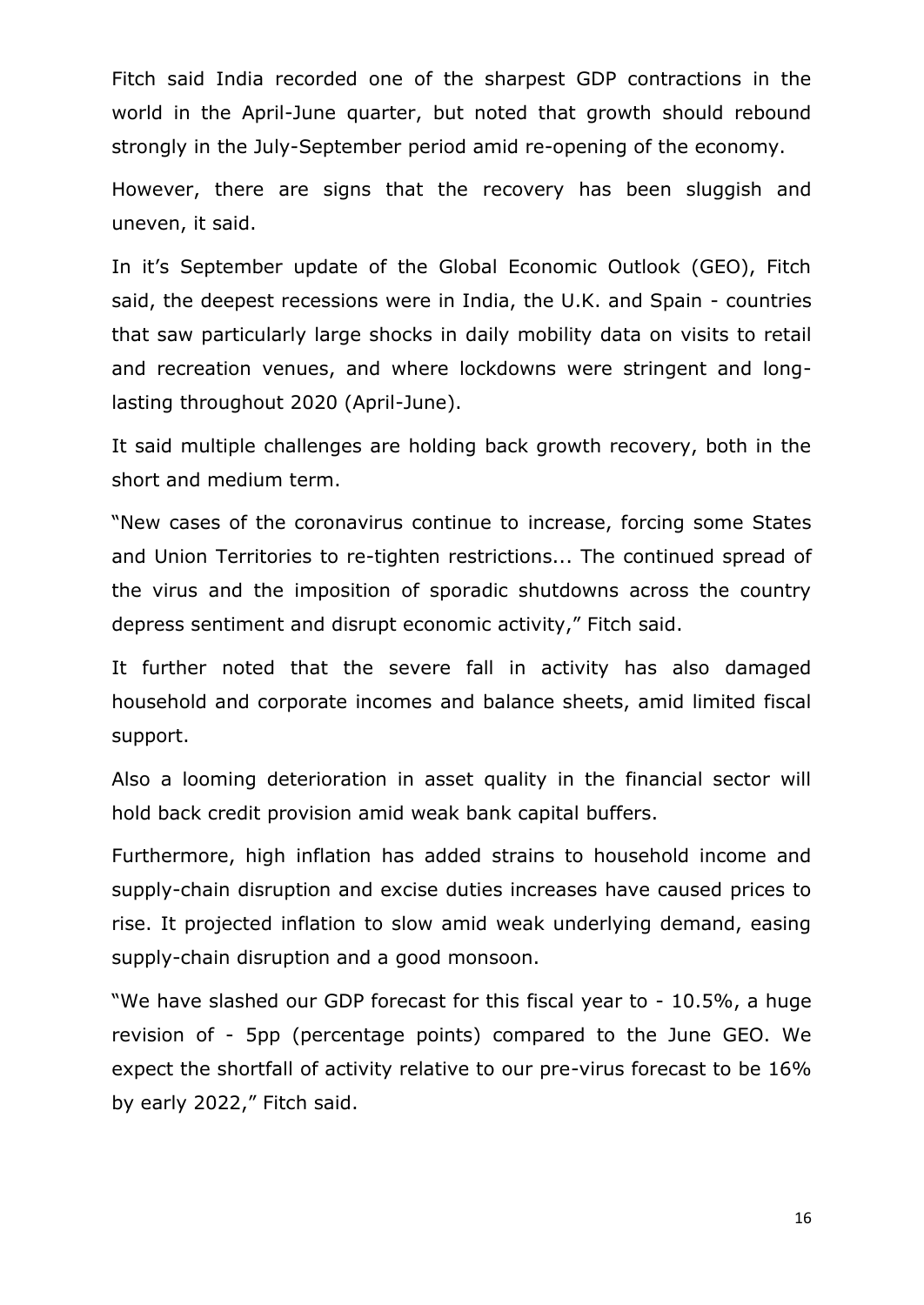Fitch said India recorded one of the sharpest GDP contractions in the world in the April-June quarter, but noted that growth should rebound strongly in the July-September period amid re-opening of the economy.

However, there are signs that the recovery has been sluggish and uneven, it said.

In it's September update of the Global Economic Outlook (GEO), Fitch said, the deepest recessions were in India, the U.K. and Spain - countries that saw particularly large shocks in daily mobility data on visits to retail and recreation venues, and where lockdowns were stringent and long-lasting throughout 2020 (April-June).

It said multiple challenges are holding back growth recovery, both in the short and medium term.

"New cases of the coronavirus continue to increase, forcing some States and Union Territories to re-tighten restrictions... The continued spread of the virus and the imposition of sporadic shutdowns across the country depress sentiment and disrupt economic activity," Fitch said.

It further noted that the severe fall in activity has also damaged household and corporate incomes and balance sheets, amid limited fiscal support.

Also a looming deterioration in asset quality in the financial sector will hold back credit provision amid weak bank capital buffers.

Furthermore, high inflation has added strains to household income and supply-chain disruption and excise duties increases have caused prices to rise. It projected inflation to slow amid weak underlying demand, easing supply-chain disruption and a good monsoon.

"We have slashed our GDP forecast for this fiscal year to - 10.5%, a huge revision of - 5pp (percentage points) compared to the June GEO. We expect the shortfall of activity relative to our pre-virus forecast to be 16% by early 2022," Fitch said.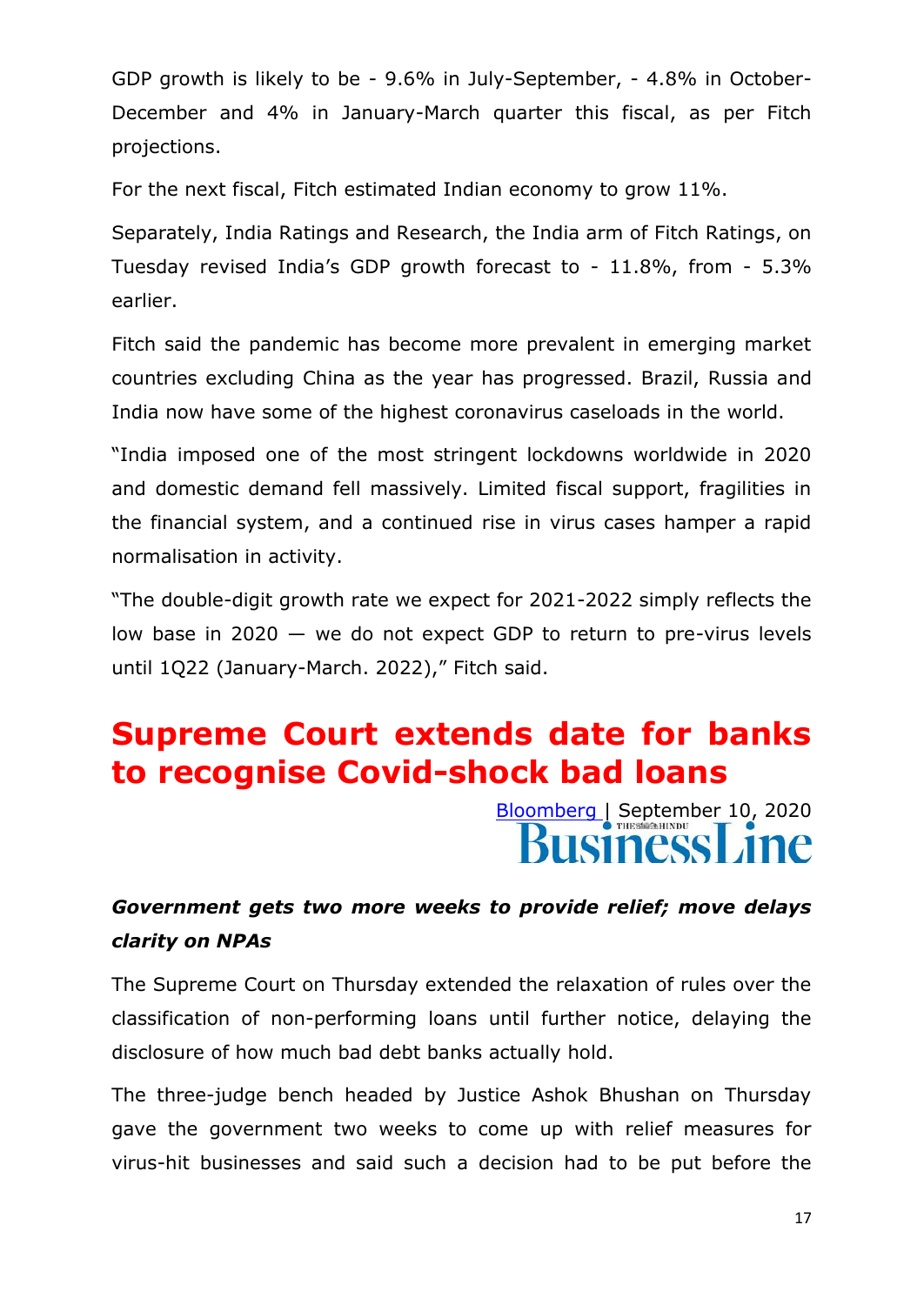GDP growth is likely to be - 9.6% in July-September, - 4.8% in October-December and 4% in January-March quarter this fiscal, as per Fitch projections.

For the next fiscal, Fitch estimated Indian economy to grow 11%.

Separately, India Ratings and Research, the India arm of Fitch Ratings, on Tuesday revised India's GDP growth forecast to - 11.8%, from - 5.3% earlier.

Fitch said the pandemic has become more prevalent in emerging market countries excluding China as the year has progressed. Brazil, Russia and India now have some of the highest coronavirus caseloads in the world.

"India imposed one of the most stringent lockdowns worldwide in 2020 and domestic demand fell massively. Limited fiscal support, fragilities in the financial system, and a continued rise in virus cases hamper a rapid normalisation in activity.

"The double-digit growth rate we expect for 2021-2022 simply reflects the low base in 2020 — we do not expect GDP to return to pre-virus levels until 1Q22 (January-March. 2022)," Fitch said.

# Supreme Court extends date for banks to recognise Covid-shock bad loans

Bloomberg | September 10, 2020

BusinessLine

***Government gets two more weeks to provide relief; move delays clarity on NPAs***

The Supreme Court on Thursday extended the relaxation of rules over the classification of non-performing loans until further notice, delaying the disclosure of how much bad debt banks actually hold.

The three-judge bench headed by Justice Ashok Bhushan on Thursday gave the government two weeks to come up with relief measures for virus-hit businesses and said such a decision had to be put before the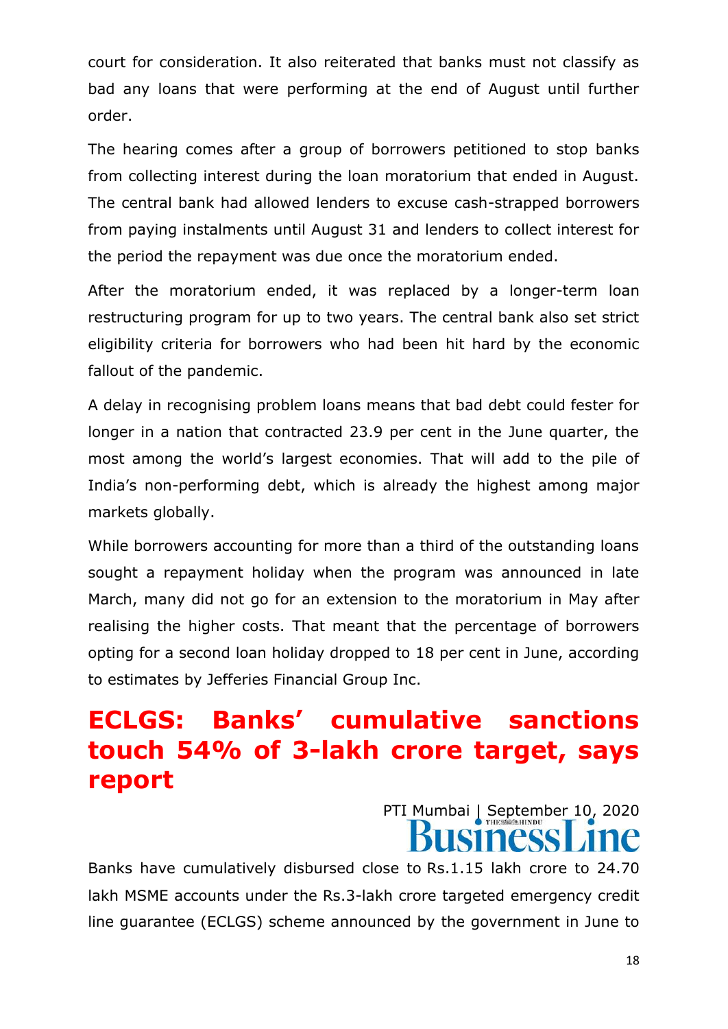court for consideration. It also reiterated that banks must not classify as bad any loans that were performing at the end of August until further order.

The hearing comes after a group of borrowers petitioned to stop banks from collecting interest during the loan moratorium that ended in August. The central bank had allowed lenders to excuse cash-strapped borrowers from paying instalments until August 31 and lenders to collect interest for the period the repayment was due once the moratorium ended.

After the moratorium ended, it was replaced by a longer-term loan restructuring program for up to two years. The central bank also set strict eligibility criteria for borrowers who had been hit hard by the economic fallout of the pandemic.

A delay in recognising problem loans means that bad debt could fester for longer in a nation that contracted 23.9 per cent in the June quarter, the most among the world's largest economies. That will add to the pile of India's non-performing debt, which is already the highest among major markets globally.

While borrowers accounting for more than a third of the outstanding loans sought a repayment holiday when the program was announced in late March, many did not go for an extension to the moratorium in May after realising the higher costs. That meant that the percentage of borrowers opting for a second loan holiday dropped to 18 per cent in June, according to estimates by Jefferies Financial Group Inc.

# ECLGS: Banks' cumulative sanctions touch 54% of 3-lakh crore target, says report

PTI Mumbai | September 10, 2020

BusinessLine

Banks have cumulatively disbursed close to Rs.1.15 lakh crore to 24.70 lakh MSME accounts under the Rs.3-lakh crore targeted emergency credit line guarantee (ECLGS) scheme announced by the government in June to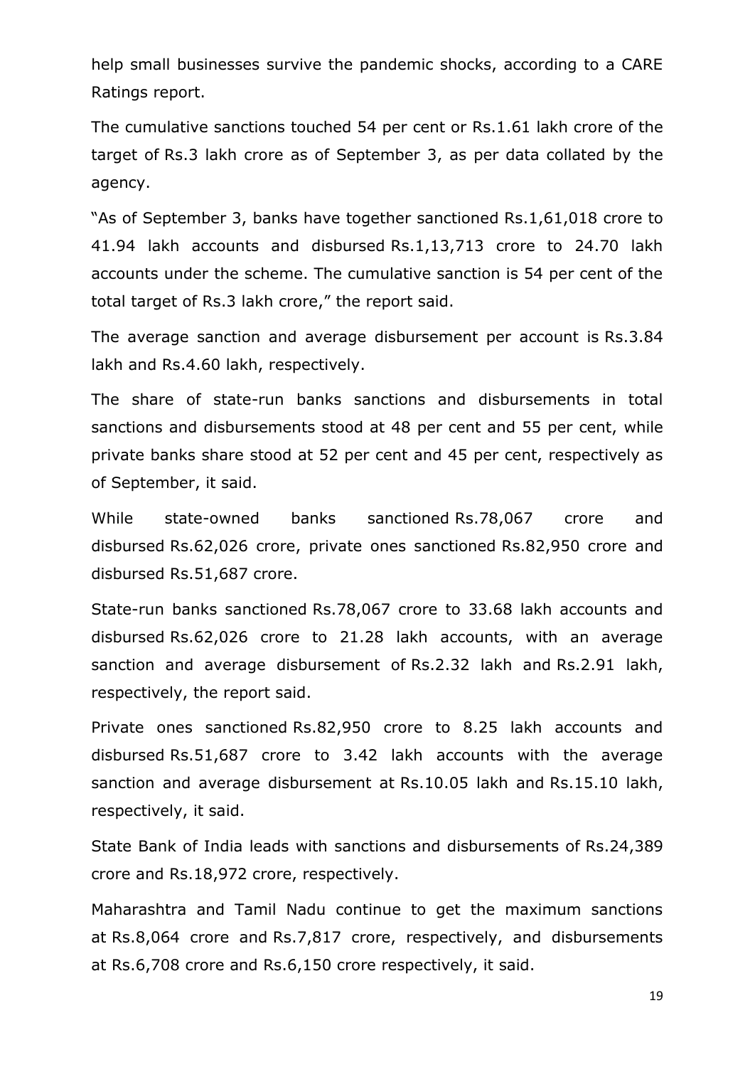help small businesses survive the pandemic shocks, according to a CARE Ratings report.

The cumulative sanctions touched 54 per cent or Rs.1.61 lakh crore of the target of Rs.3 lakh crore as of September 3, as per data collated by the agency.

"As of September 3, banks have together sanctioned Rs.1,61,018 crore to 41.94 lakh accounts and disbursed Rs.1,13,713 crore to 24.70 lakh accounts under the scheme. The cumulative sanction is 54 per cent of the total target of Rs.3 lakh crore," the report said.

The average sanction and average disbursement per account is Rs.3.84 lakh and Rs.4.60 lakh, respectively.

The share of state-run banks sanctions and disbursements in total sanctions and disbursements stood at 48 per cent and 55 per cent, while private banks share stood at 52 per cent and 45 per cent, respectively as of September, it said.

While state-owned banks sanctioned Rs.78,067 crore and disbursed Rs.62,026 crore, private ones sanctioned Rs.82,950 crore and disbursed Rs.51,687 crore.

State-run banks sanctioned Rs.78,067 crore to 33.68 lakh accounts and disbursed Rs.62,026 crore to 21.28 lakh accounts, with an average sanction and average disbursement of Rs.2.32 lakh and Rs.2.91 lakh, respectively, the report said.

Private ones sanctioned Rs.82,950 crore to 8.25 lakh accounts and disbursed Rs.51,687 crore to 3.42 lakh accounts with the average sanction and average disbursement at Rs.10.05 lakh and Rs.15.10 lakh, respectively, it said.

State Bank of India leads with sanctions and disbursements of Rs.24,389 crore and Rs.18,972 crore, respectively.

Maharashtra and Tamil Nadu continue to get the maximum sanctions at Rs.8,064 crore and Rs.7,817 crore, respectively, and disbursements at Rs.6,708 crore and Rs.6,150 crore respectively, it said.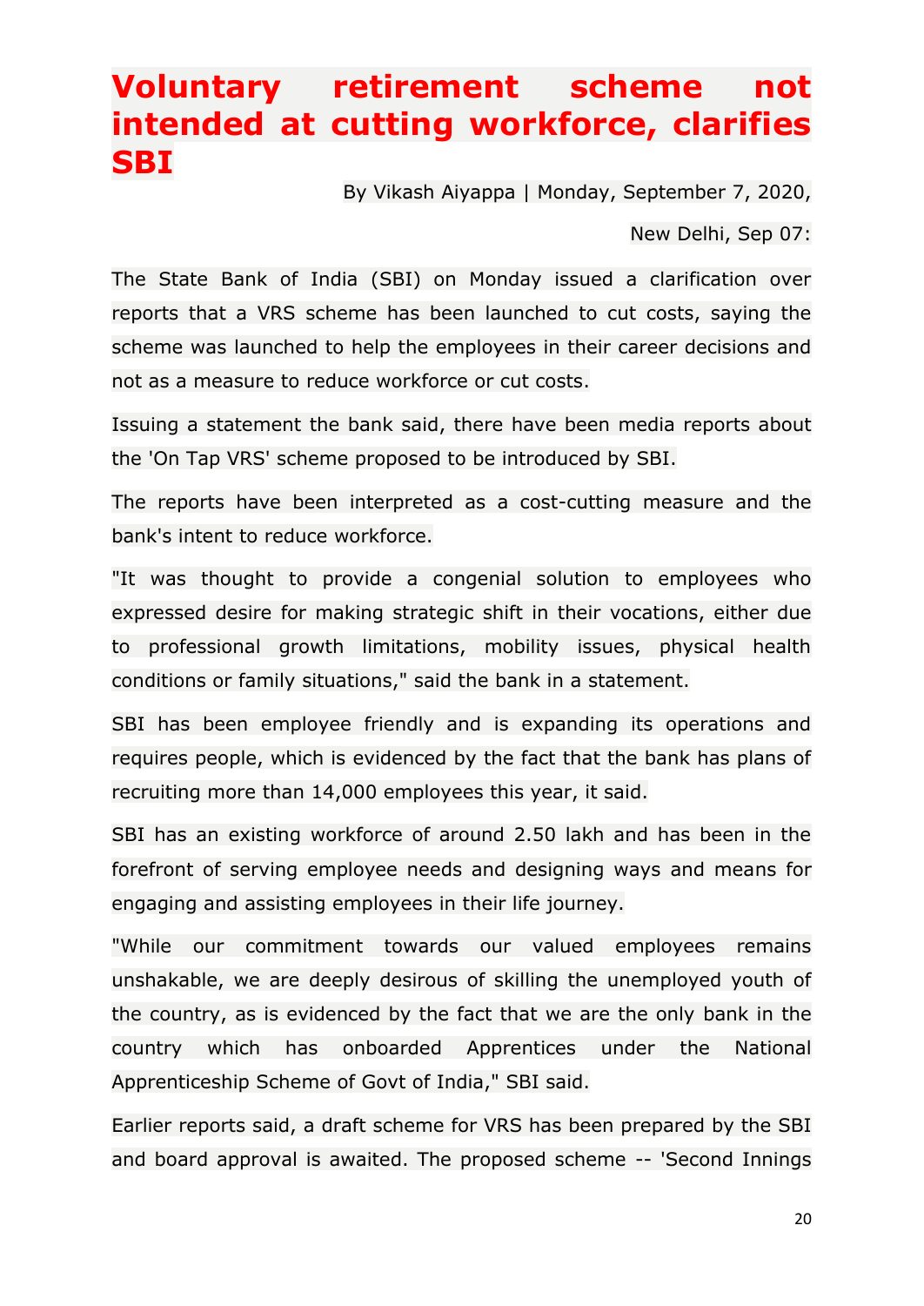# Voluntary retirement scheme not intended at cutting workforce, clarifies SBI

By Vikash Aiyappa | Monday, September 7, 2020,

New Delhi, Sep 07:

The State Bank of India (SBI) on Monday issued a clarification over reports that a VRS scheme has been launched to cut costs, saying the scheme was launched to help the employees in their career decisions and not as a measure to reduce workforce or cut costs.

Issuing a statement the bank said, there have been media reports about the 'On Tap VRS' scheme proposed to be introduced by SBI.

The reports have been interpreted as a cost-cutting measure and the bank's intent to reduce workforce.

"It was thought to provide a congenial solution to employees who expressed desire for making strategic shift in their vocations, either due to professional growth limitations, mobility issues, physical health conditions or family situations," said the bank in a statement.

SBI has been employee friendly and is expanding its operations and requires people, which is evidenced by the fact that the bank has plans of recruiting more than 14,000 employees this year, it said.

SBI has an existing workforce of around 2.50 lakh and has been in the forefront of serving employee needs and designing ways and means for engaging and assisting employees in their life journey.

"While our commitment towards our valued employees remains unshakable, we are deeply desirous of skilling the unemployed youth of the country, as is evidenced by the fact that we are the only bank in the country which has onboarded Apprentices under the National Apprenticeship Scheme of Govt of India," SBI said.

Earlier reports said, a draft scheme for VRS has been prepared by the SBI and board approval is awaited. The proposed scheme -- 'Second Innings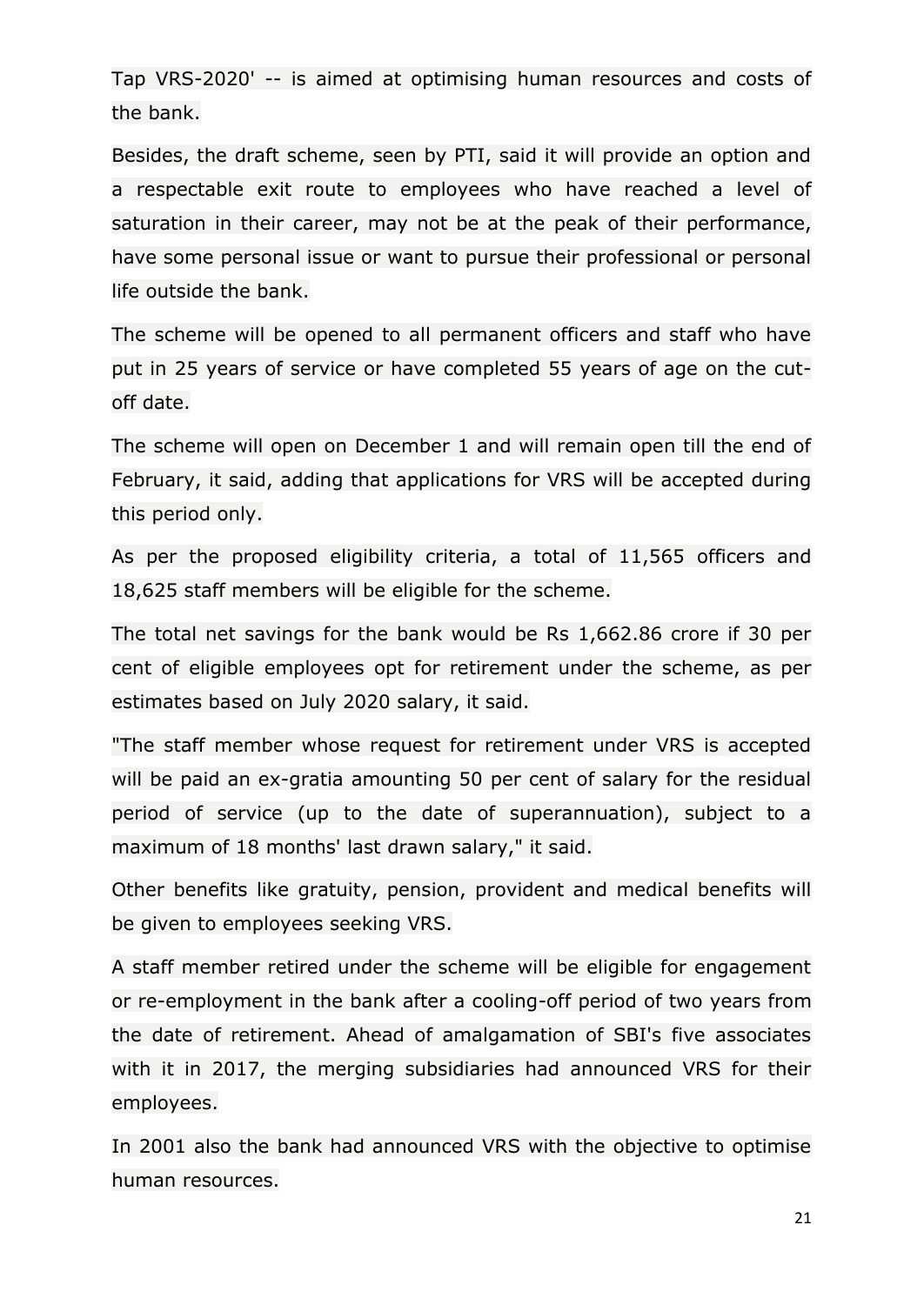Tap VRS-2020' -- is aimed at optimising human resources and costs of the bank.

Besides, the draft scheme, seen by PTI, said it will provide an option and a respectable exit route to employees who have reached a level of saturation in their career, may not be at the peak of their performance, have some personal issue or want to pursue their professional or personal life outside the bank.

The scheme will be opened to all permanent officers and staff who have put in 25 years of service or have completed 55 years of age on the cut-off date.

The scheme will open on December 1 and will remain open till the end of February, it said, adding that applications for VRS will be accepted during this period only.

As per the proposed eligibility criteria, a total of 11,565 officers and 18,625 staff members will be eligible for the scheme.

The total net savings for the bank would be Rs 1,662.86 crore if 30 per cent of eligible employees opt for retirement under the scheme, as per estimates based on July 2020 salary, it said.

"The staff member whose request for retirement under VRS is accepted will be paid an ex-gratia amounting 50 per cent of salary for the residual period of service (up to the date of superannuation), subject to a maximum of 18 months' last drawn salary," it said.

Other benefits like gratuity, pension, provident and medical benefits will be given to employees seeking VRS.

A staff member retired under the scheme will be eligible for engagement or re-employment in the bank after a cooling-off period of two years from the date of retirement. Ahead of amalgamation of SBI's five associates with it in 2017, the merging subsidiaries had announced VRS for their employees.

In 2001 also the bank had announced VRS with the objective to optimise human resources.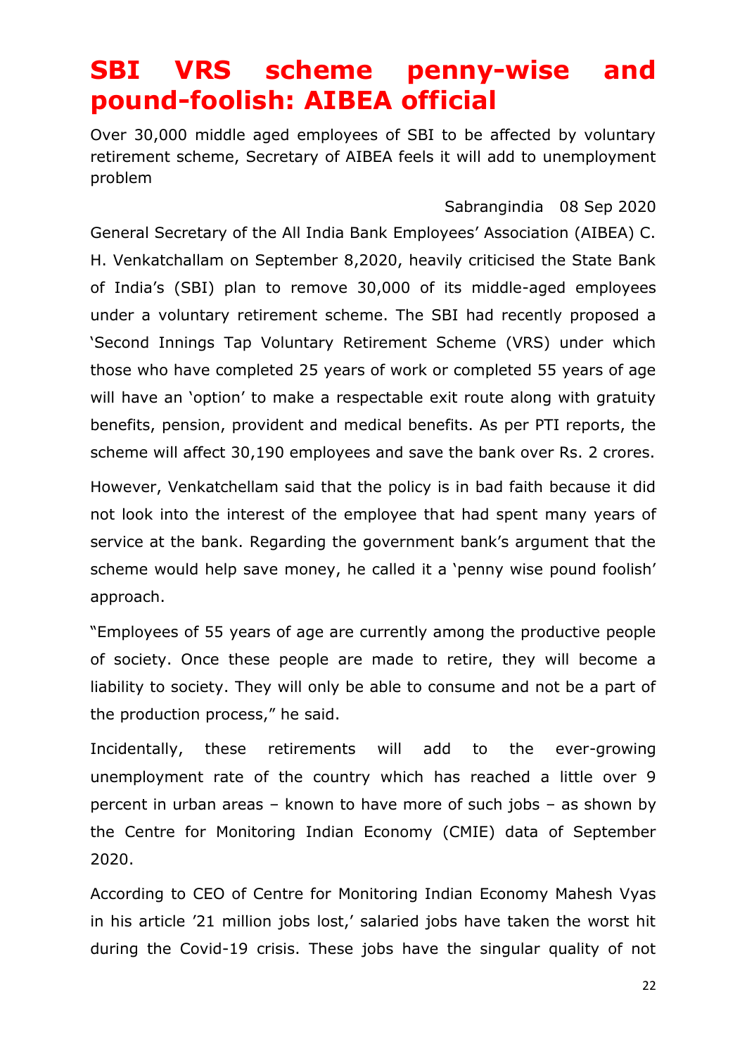# SBI VRS scheme penny-wise and pound-foolish: AIBEA official

Over 30,000 middle aged employees of SBI to be affected by voluntary retirement scheme, Secretary of AIBEA feels it will add to unemployment problem

Sabrangindia 08 Sep 2020

General Secretary of the All India Bank Employees' Association (AIBEA) C. H. Venkatchallam on September 8,2020, heavily criticised the State Bank of India's (SBI) plan to remove 30,000 of its middle-aged employees under a voluntary retirement scheme. The SBI had recently proposed a 'Second Innings Tap Voluntary Retirement Scheme (VRS) under which those who have completed 25 years of work or completed 55 years of age will have an 'option' to make a respectable exit route along with gratuity benefits, pension, provident and medical benefits. As per PTI reports, the scheme will affect 30,190 employees and save the bank over Rs. 2 crores.

However, Venkatchellam said that the policy is in bad faith because it did not look into the interest of the employee that had spent many years of service at the bank. Regarding the government bank's argument that the scheme would help save money, he called it a 'penny wise pound foolish' approach.

"Employees of 55 years of age are currently among the productive people of society. Once these people are made to retire, they will become a liability to society. They will only be able to consume and not be a part of the production process," he said.

Incidentally, these retirements will add to the ever-growing unemployment rate of the country which has reached a little over 9 percent in urban areas – known to have more of such jobs – as shown by the Centre for Monitoring Indian Economy (CMIE) data of September 2020.

According to CEO of Centre for Monitoring Indian Economy Mahesh Vyas in his article '21 million jobs lost,' salaried jobs have taken the worst hit during the Covid-19 crisis. These jobs have the singular quality of not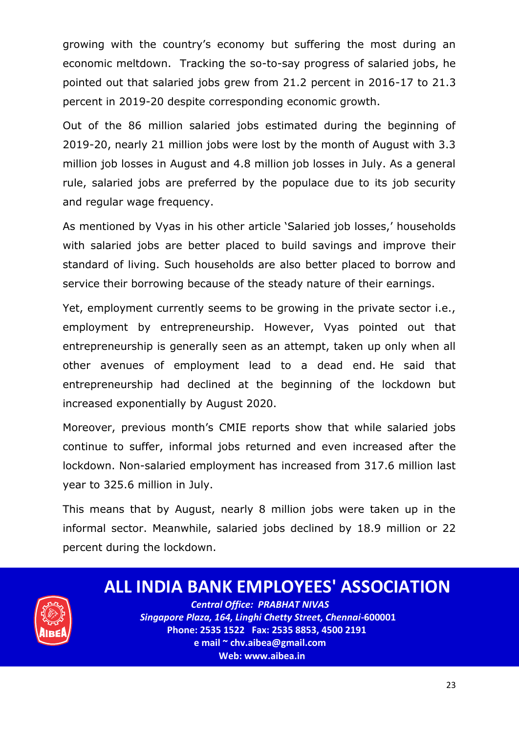growing with the country's economy but suffering the most during an economic meltdown. Tracking the so-to-say progress of salaried jobs, he pointed out that salaried jobs grew from 21.2 percent in 2016-17 to 21.3 percent in 2019-20 despite corresponding economic growth.

Out of the 86 million salaried jobs estimated during the beginning of 2019-20, nearly 21 million jobs were lost by the month of August with 3.3 million job losses in August and 4.8 million job losses in July. As a general rule, salaried jobs are preferred by the populace due to its job security and regular wage frequency.

As mentioned by Vyas in his other article 'Salaried job losses,' households with salaried jobs are better placed to build savings and improve their standard of living. Such households are also better placed to borrow and service their borrowing because of the steady nature of their earnings.

Yet, employment currently seems to be growing in the private sector i.e., employment by entrepreneurship. However, Vyas pointed out that entrepreneurship is generally seen as an attempt, taken up only when all other avenues of employment lead to a dead end. He said that entrepreneurship had declined at the beginning of the lockdown but increased exponentially by August 2020.

Moreover, previous month's CMIE reports show that while salaried jobs continue to suffer, informal jobs returned and even increased after the lockdown. Non-salaried employment has increased from 317.6 million last year to 325.6 million in July.

This means that by August, nearly 8 million jobs were taken up in the informal sector. Meanwhile, salaried jobs declined by 18.9 million or 22 percent during the lockdown.

## ALL INDIA BANK EMPLOYEES' ASSOCIATION

***Central Office: PRABHAT NIVAS***
***Singapore Plaza, 164, Linghi Chetty Street, Chennai*-600001**
**Phone: 2535 1522 Fax: 2535 8853, 4500 2191**
**e mail ~ chv.aibea@gmail.com**
**Web: www.aibea.in**